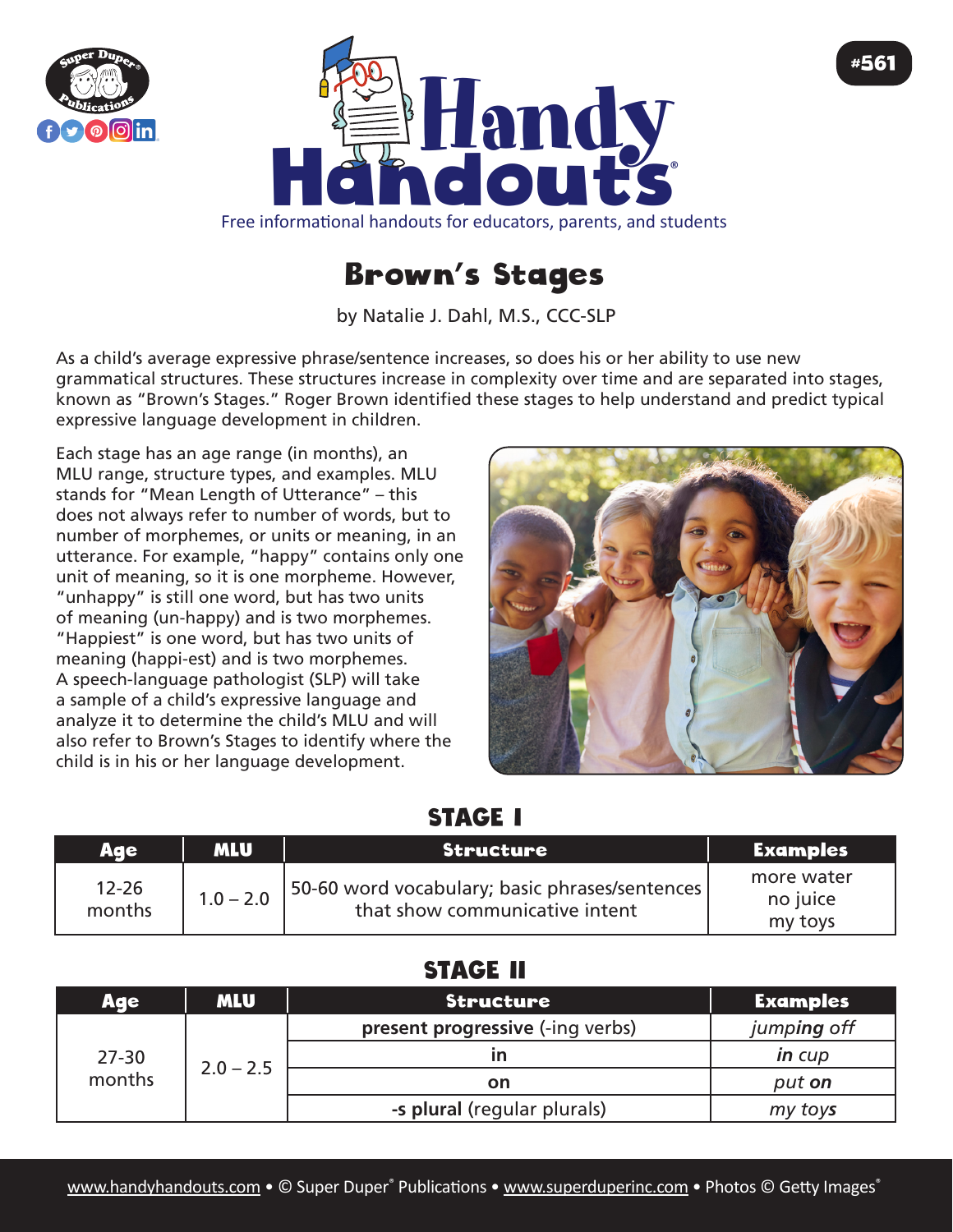# Brown's Stages

by Natalie J. Dahl, M.S., CCC-SLP

As a child's average expressive phrase/sentence increases, so does his or her ability to use new grammatical structures. These structures increase in complexity over time and are separated into stages, known as "Brown's Stages." Roger Brown identified these stages to help understand and predict typical expressive language development in children.

Each stage has an age range (in months), an MLU range, structure types, and examples. MLU stands for "Mean Length of Utterance" – this does not always refer to number of words, but to number of morphemes, or units or meaning, in an utterance. For example, "happy" contains only one unit of meaning, so it is one morpheme. However, "unhappy" is still one word, but has two units of meaning (un-happy) and is two morphemes. "Happiest" is one word, but has two units of meaning (happi-est) and is two morphemes. A speech-language pathologist (SLP) will take a sample of a child's expressive language and analyze it to determine the child's MLU and will also refer to Brown's Stages to identify where the child is in his or her language development.

## STAGE I

| Age | MLU | Structure | Examples |
|---|---|---|---|
| 12-26 months | 1.0 – 2.0 | 50-60 word vocabulary; basic phrases/sentences that show communicative intent | more water<br>no juice<br>my toys |

## STAGE II

| Age | MLU | Structure | Examples |
|---|---|---|---|
| 27-30 months | 2.0 – 2.5 | **present progressive** (-ing verbs) | *jump**ing** off* |
| | | **in** | ***in** cup* |
| | | **on** | *put **on*** |
| | | **-s plural** (regular plurals) | *my toy**s*** |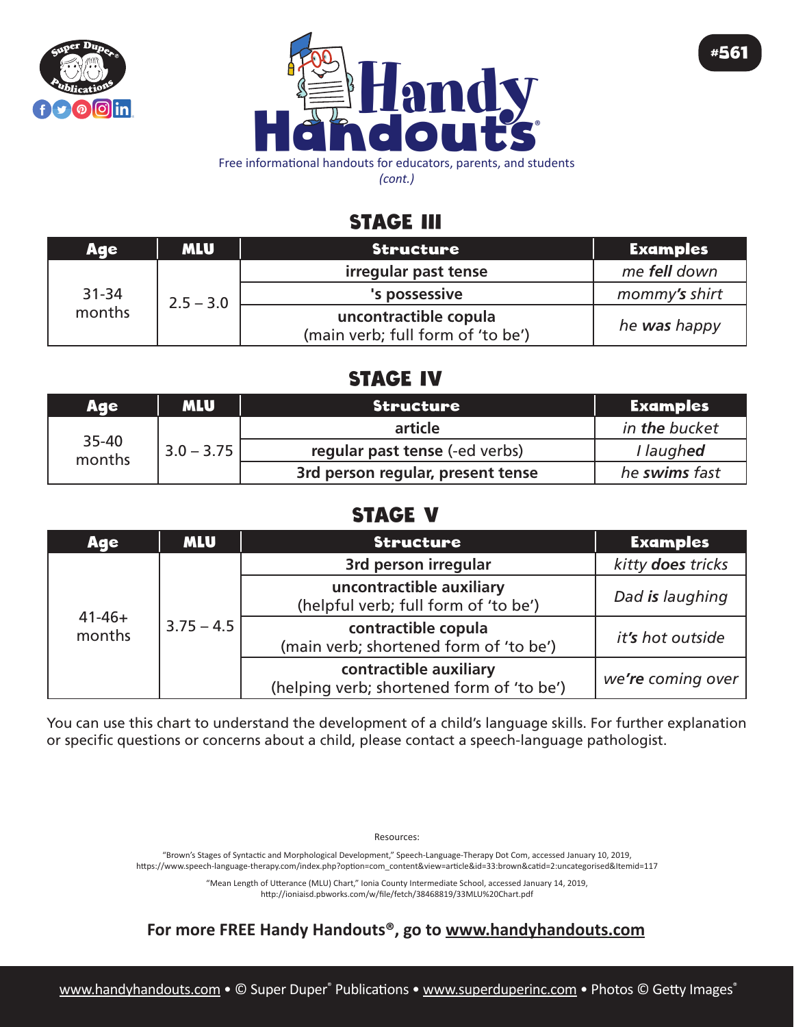(cont.)

## STAGE III

| Age | MLU | Structure | Examples |
|---|---|---|---|
| 31-34 months | 2.5 – 3.0 | **irregular past tense** | *me **fell** down* |
| | | **'s possessive** | *mommy**'s** shirt* |
| | | **uncontractible copula** (main verb; full form of 'to be') | *he **was** happy* |

## STAGE IV

| Age | MLU | Structure | Examples |
|---|---|---|---|
| 35-40 months | 3.0 – 3.75 | **article** | *in **the** bucket* |
| | | **regular past tense** (-ed verbs) | *I laugh**ed*** |
| | | **3rd person regular, present tense** | *he **swims** fast* |

## STAGE V

| Age | MLU | Structure | Examples |
|---|---|---|---|
| 41-46+ months | 3.75 – 4.5 | **3rd person irregular** | *kitty **does** tricks* |
| | | **uncontractible auxiliary** (helpful verb; full form of 'to be') | *Dad **is** laughing* |
| | | **contractible copula** (main verb; shortened form of 'to be') | ***it's** hot outside* |
| | | **contractible auxiliary** (helping verb; shortened form of 'to be') | ***we're** coming over* |

You can use this chart to understand the development of a child's language skills. For further explanation or specific questions or concerns about a child, please contact a speech-language pathologist.

Resources:

"Brown's Stages of Syntactic and Morphological Development," Speech-Language-Therapy Dot Com, accessed January 10, 2019, https://www.speech-language-therapy.com/index.php?option=com_content&view=article&id=33:brown&catid=2:uncategorised&Itemid=117

"Mean Length of Utterance (MLU) Chart," Ionia County Intermediate School, accessed January 14, 2019, http://ioniaisd.pbworks.com/w/file/fetch/38468819/33MLU%20Chart.pdf

**For more FREE Handy Handouts®, go to www.handyhandouts.com**